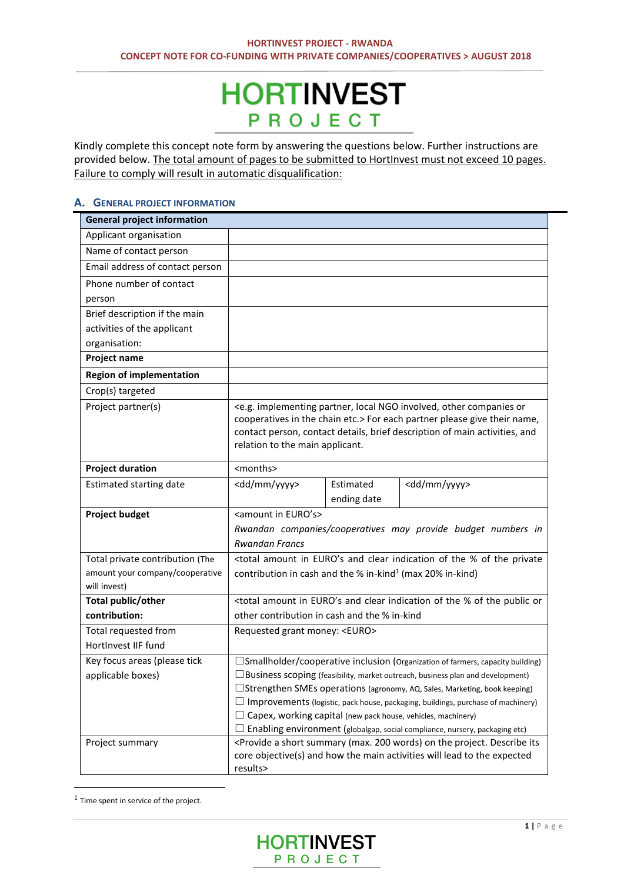HORTINVEST PROJECT - RWANDA
CONCEPT NOTE FOR CO-FUNDING WITH PRIVATE COMPANIES/COOPERATIVES > AUGUST 2018

# HORTINVEST PROJECT

Kindly complete this concept note form by answering the questions below. Further instructions are provided below. The total amount of pages to be submitted to HortInvest must not exceed 10 pages. Failure to comply will result in automatic disqualification:

## A. General Project Information

| **General project information** | | | |
|---|---|---|---|
| Applicant organisation | | | |
| Name of contact person | | | |
| Email address of contact person | | | |
| Phone number of contact person | | | |
| Brief description if the main activities of the applicant organisation: | | | |
| **Project name** | | | |
| **Region of implementation** | | | |
| Crop(s) targeted | | | |
| Project partner(s) | <e.g. implementing partner, local NGO involved, other companies or cooperatives in the chain etc.> For each partner please give their name, contact person, contact details, brief description of main activities, and relation to the main applicant. | | |
| **Project duration** | <months> | | |
| Estimated starting date | <dd/mm/yyyy> | Estimated ending date | <dd/mm/yyyy> |
| **Project budget** | <amount in EURO's> *Rwandan companies/cooperatives may provide budget numbers in Rwandan Francs* | | |
| Total private contribution (The amount your company/cooperative will invest) | <total amount in EURO's and clear indication of the % of the private contribution in cash and the % in-kind[1] (max 20% in-kind) | | |
| **Total public/other contribution:** | <total amount in EURO's and clear indication of the % of the public or other contribution in cash and the % in-kind | | |
| Total requested from HortInvest IIF fund | Requested grant money: <EURO> | | |
| Key focus areas (please tick applicable boxes) | ☐Smallholder/cooperative inclusion (Organization of farmers, capacity building)<br>☐Business scoping (feasibility, market outreach, business plan and development)<br>☐Strengthen SMEs operations (agronomy, AQ, Sales, Marketing, book keeping)<br>☐ Improvements (logistic, pack house, packaging, buildings, purchase of machinery)<br>☐ Capex, working capital (new pack house, vehicles, machinery)<br>☐ Enabling environment (globalgap, social compliance, nursery, packaging etc) | | |
| Project summary | <Provide a short summary (max. 200 words) on the project. Describe its core objective(s) and how the main activities will lead to the expected results> | | |

[1] Time spent in service of the project.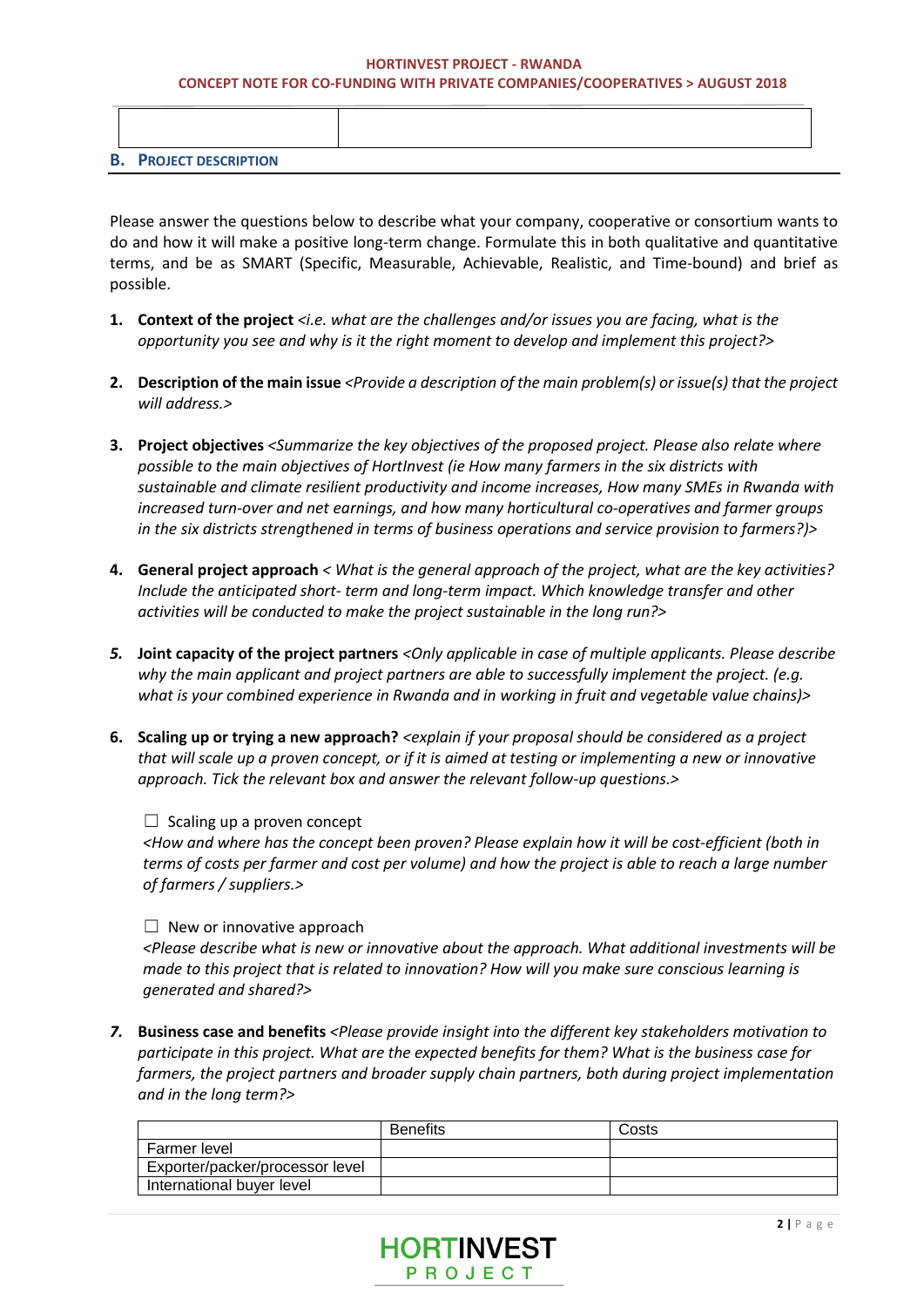| | |
|---|---|
| | |

## B. PROJECT DESCRIPTION

Please answer the questions below to describe what your company, cooperative or consortium wants to do and how it will make a positive long-term change. Formulate this in both qualitative and quantitative terms, and be as SMART (Specific, Measurable, Achievable, Realistic, and Time-bound) and brief as possible.

1. **Context of the project** *<i.e. what are the challenges and/or issues you are facing, what is the opportunity you see and why is it the right moment to develop and implement this project?>*

2. **Description of the main issue** *<Provide a description of the main problem(s) or issue(s) that the project will address.>*

3. **Project objectives** *<Summarize the key objectives of the proposed project. Please also relate where possible to the main objectives of HortInvest (ie How many farmers in the six districts with sustainable and climate resilient productivity and income increases, How many SMEs in Rwanda with increased turn-over and net earnings, and how many horticultural co-operatives and farmer groups in the six districts strengthened in terms of business operations and service provision to farmers?)>*

4. **General project approach** *< What is the general approach of the project, what are the key activities? Include the anticipated short- term and long-term impact. Which knowledge transfer and other activities will be conducted to make the project sustainable in the long run?>*

5. **Joint capacity of the project partners** *<Only applicable in case of multiple applicants. Please describe why the main applicant and project partners are able to successfully implement the project. (e.g. what is your combined experience in Rwanda and in working in fruit and vegetable value chains)>*

6. **Scaling up or trying a new approach?** *<explain if your proposal should be considered as a project that will scale up a proven concept, or if it is aimed at testing or implementing a new or innovative approach. Tick the relevant box and answer the relevant follow-up questions.>*

   ☐ Scaling up a proven concept
   *<How and where has the concept been proven? Please explain how it will be cost-efficient (both in terms of costs per farmer and cost per volume) and how the project is able to reach a large number of farmers / suppliers.>*

   ☐ New or innovative approach
   *<Please describe what is new or innovative about the approach. What additional investments will be made to this project that is related to innovation? How will you make sure conscious learning is generated and shared?>*

7. **Business case and benefits** *<Please provide insight into the different key stakeholders motivation to participate in this project. What are the expected benefits for them? What is the business case for farmers, the project partners and broader supply chain partners, both during project implementation and in the long term?>*

| | Benefits | Costs |
|---|---|---|
| Farmer level | | |
| Exporter/packer/processor level | | |
| International buyer level | | |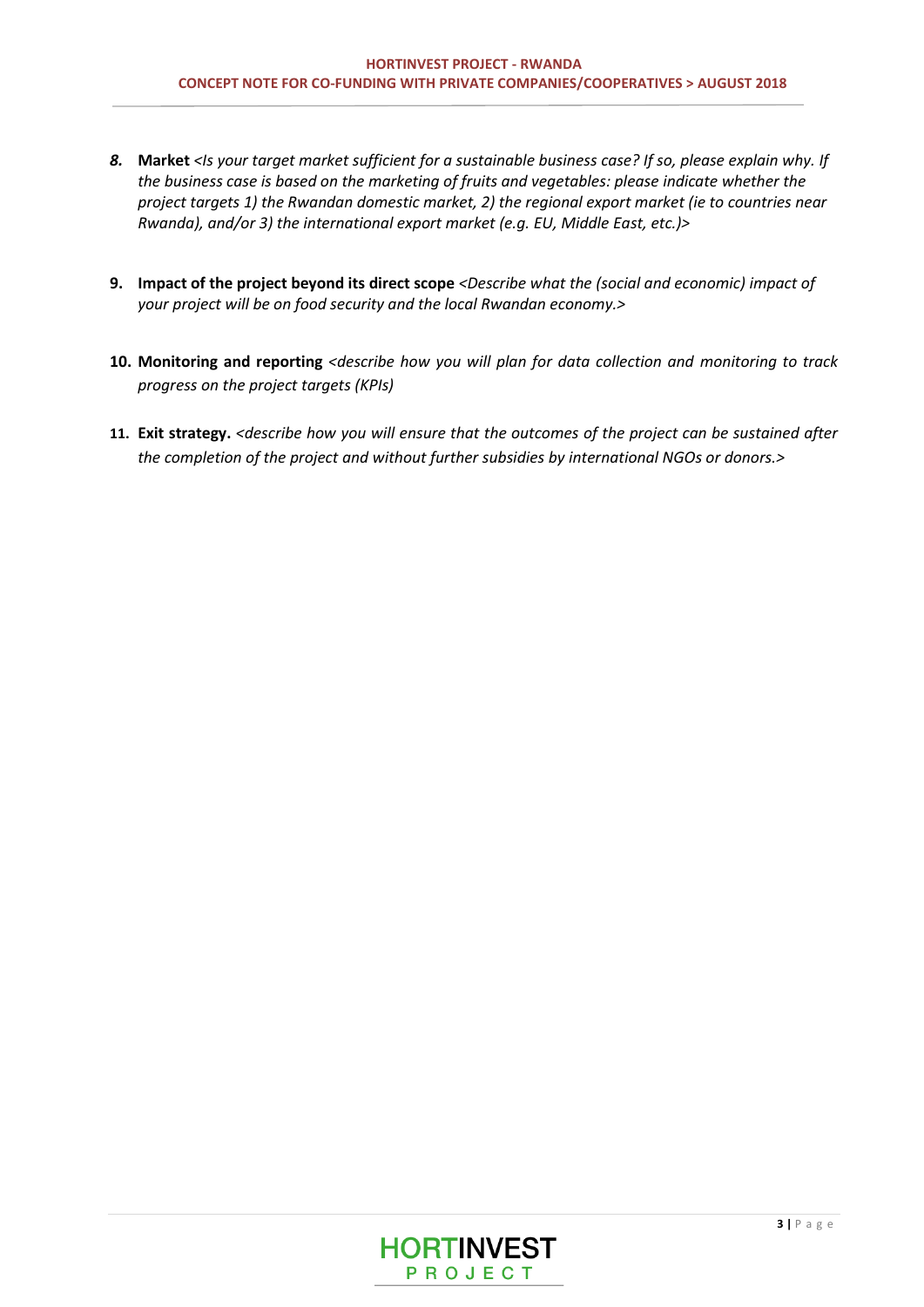8. **Market** *<Is your target market sufficient for a sustainable business case? If so, please explain why. If the business case is based on the marketing of fruits and vegetables: please indicate whether the project targets 1) the Rwandan domestic market, 2) the regional export market (ie to countries near Rwanda), and/or 3) the international export market (e.g. EU, Middle East, etc.)>*

9. **Impact of the project beyond its direct scope** *<Describe what the (social and economic) impact of your project will be on food security and the local Rwandan economy.>*

10. **Monitoring and reporting** *<describe how you will plan for data collection and monitoring to track progress on the project targets (KPIs)*

11. **Exit strategy.** *<describe how you will ensure that the outcomes of the project can be sustained after the completion of the project and without further subsidies by international NGOs or donors.>*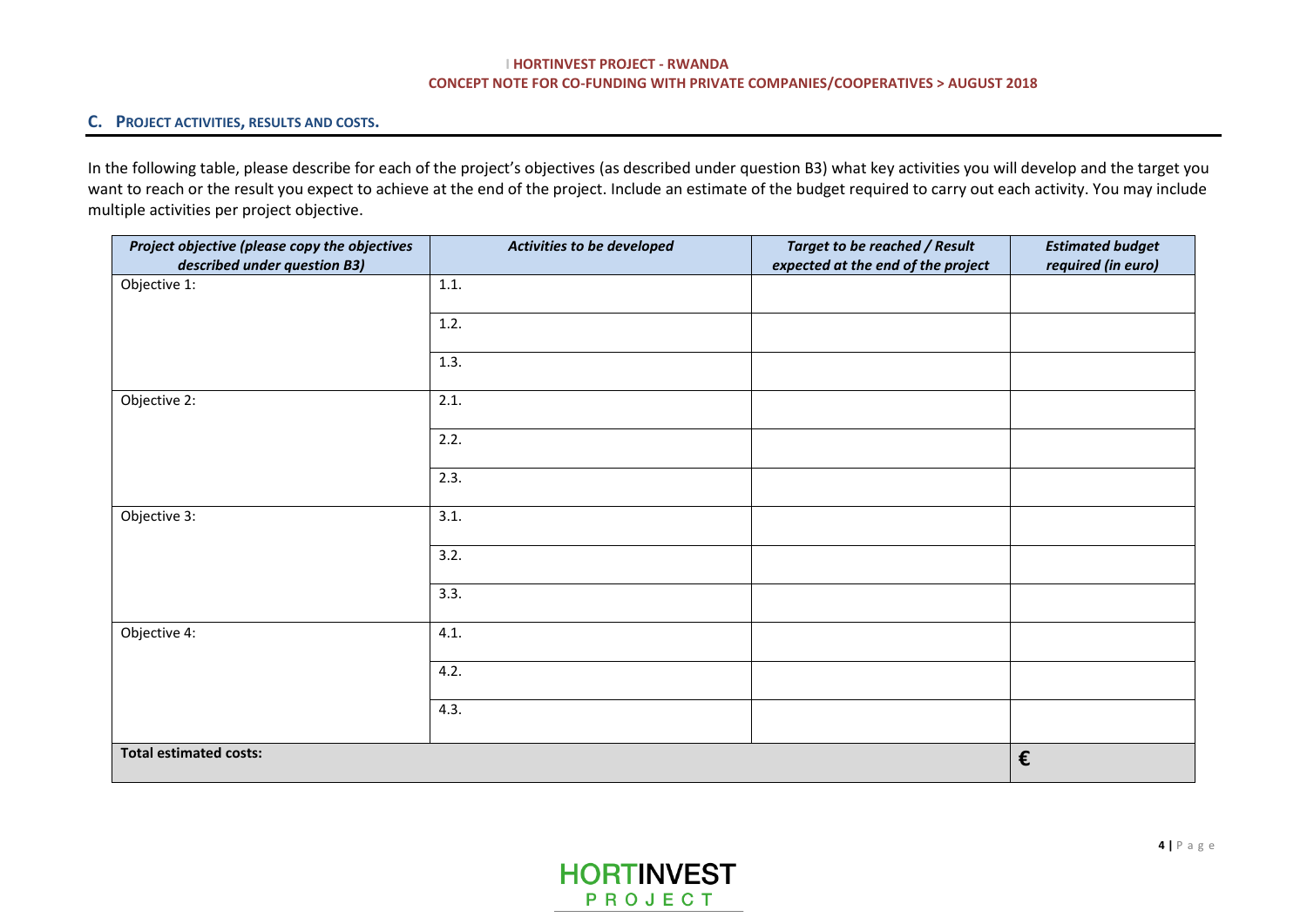## C. PROJECT ACTIVITIES, RESULTS AND COSTS.

In the following table, please describe for each of the project's objectives (as described under question B3) what key activities you will develop and the target you want to reach or the result you expect to achieve at the end of the project. Include an estimate of the budget required to carry out each activity. You may include multiple activities per project objective.

| *Project objective (please copy the objectives described under question B3)* | *Activities to be developed* | *Target to be reached / Result expected at the end of the project* | *Estimated budget required (in euro)* |
|---|---|---|---|
| Objective 1: | 1.1. | | |
| | 1.2. | | |
| | 1.3. | | |
| Objective 2: | 2.1. | | |
| | 2.2. | | |
| | 2.3. | | |
| Objective 3: | 3.1. | | |
| | 3.2. | | |
| | 3.3. | | |
| Objective 4: | 4.1. | | |
| | 4.2. | | |
| | 4.3. | | |
| **Total estimated costs:** | | | **€** |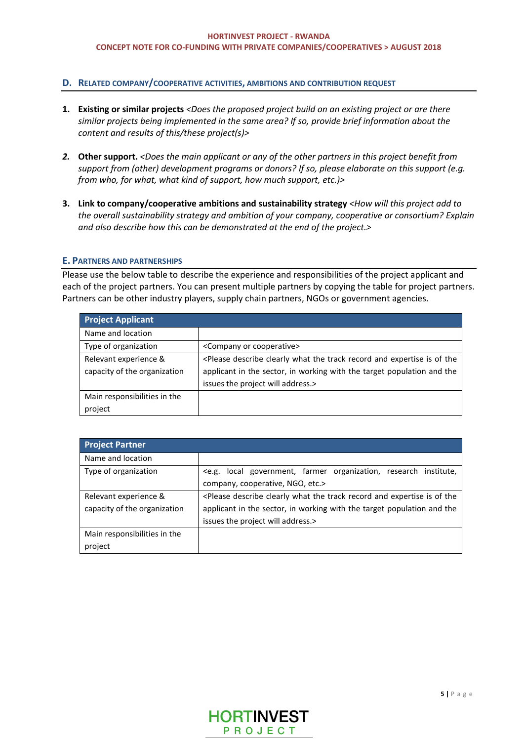## D. Related company/cooperative activities, ambitions and contribution request

1. **Existing or similar projects** *<Does the proposed project build on an existing project or are there similar projects being implemented in the same area? If so, provide brief information about the content and results of this/these project(s)>*

2. **Other support.** *<Does the main applicant or any of the other partners in this project benefit from support from (other) development programs or donors? If so, please elaborate on this support (e.g. from who, for what, what kind of support, how much support, etc.)>*

3. **Link to company/cooperative ambitions and sustainability strategy** *<How will this project add to the overall sustainability strategy and ambition of your company, cooperative or consortium? Explain and also describe how this can be demonstrated at the end of the project.>*

## E. Partners and partnerships

Please use the below table to describe the experience and responsibilities of the project applicant and each of the project partners. You can present multiple partners by copying the table for project partners. Partners can be other industry players, supply chain partners, NGOs or government agencies.

| Project Applicant | |
|---|---|
| Name and location | |
| Type of organization | <Company or cooperative> |
| Relevant experience & capacity of the organization | <Please describe clearly what the track record and expertise is of the applicant in the sector, in working with the target population and the issues the project will address.> |
| Main responsibilities in the project | |

| Project Partner | |
|---|---|
| Name and location | |
| Type of organization | <e.g. local government, farmer organization, research institute, company, cooperative, NGO, etc.> |
| Relevant experience & capacity of the organization | <Please describe clearly what the track record and expertise is of the applicant in the sector, in working with the target population and the issues the project will address.> |
| Main responsibilities in the project | |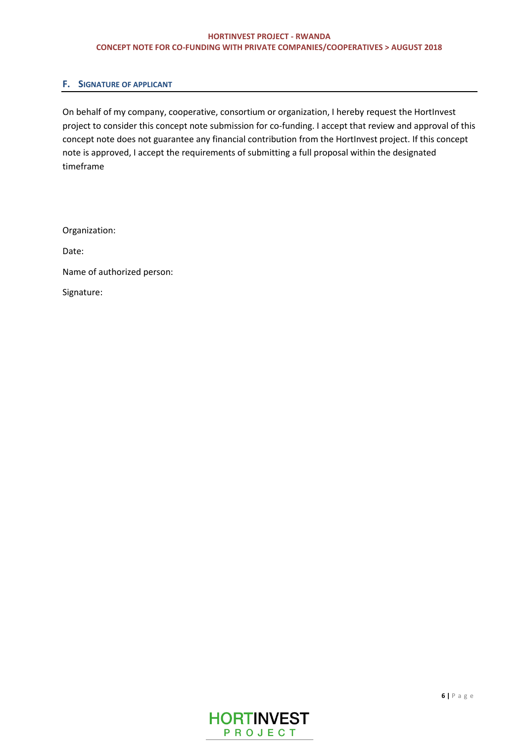## F. Signature of Applicant

On behalf of my company, cooperative, consortium or organization, I hereby request the HortInvest project to consider this concept note submission for co-funding. I accept that review and approval of this concept note does not guarantee any financial contribution from the HortInvest project. If this concept note is approved, I accept the requirements of submitting a full proposal within the designated timeframe

Organization:

Date:

Name of authorized person:

Signature: